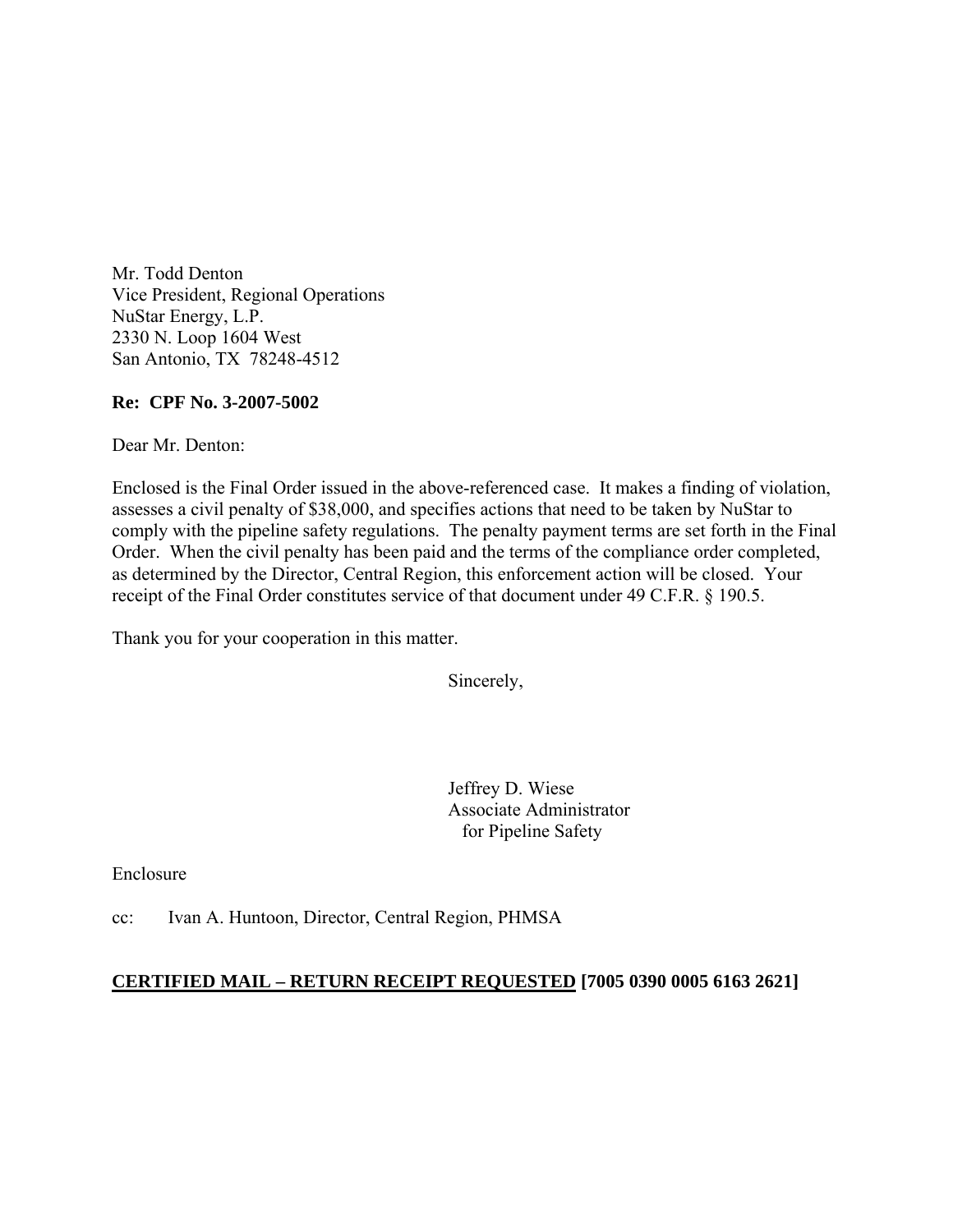Mr. Todd Denton
Vice President, Regional Operations
NuStar Energy, L.P.
2330 N. Loop 1604 West
San Antonio, TX 78248-4512

**Re: CPF No. 3-2007-5002**

Dear Mr. Denton:

Enclosed is the Final Order issued in the above-referenced case. It makes a finding of violation, assesses a civil penalty of $38,000, and specifies actions that need to be taken by NuStar to comply with the pipeline safety regulations. The penalty payment terms are set forth in the Final Order. When the civil penalty has been paid and the terms of the compliance order completed, as determined by the Director, Central Region, this enforcement action will be closed. Your receipt of the Final Order constitutes service of that document under 49 C.F.R. § 190.5.

Thank you for your cooperation in this matter.

Sincerely,

Jeffrey D. Wiese
Associate Administrator
for Pipeline Safety

Enclosure

cc: Ivan A. Huntoon, Director, Central Region, PHMSA

**CERTIFIED MAIL – RETURN RECEIPT REQUESTED [7005 0390 0005 6163 2621]**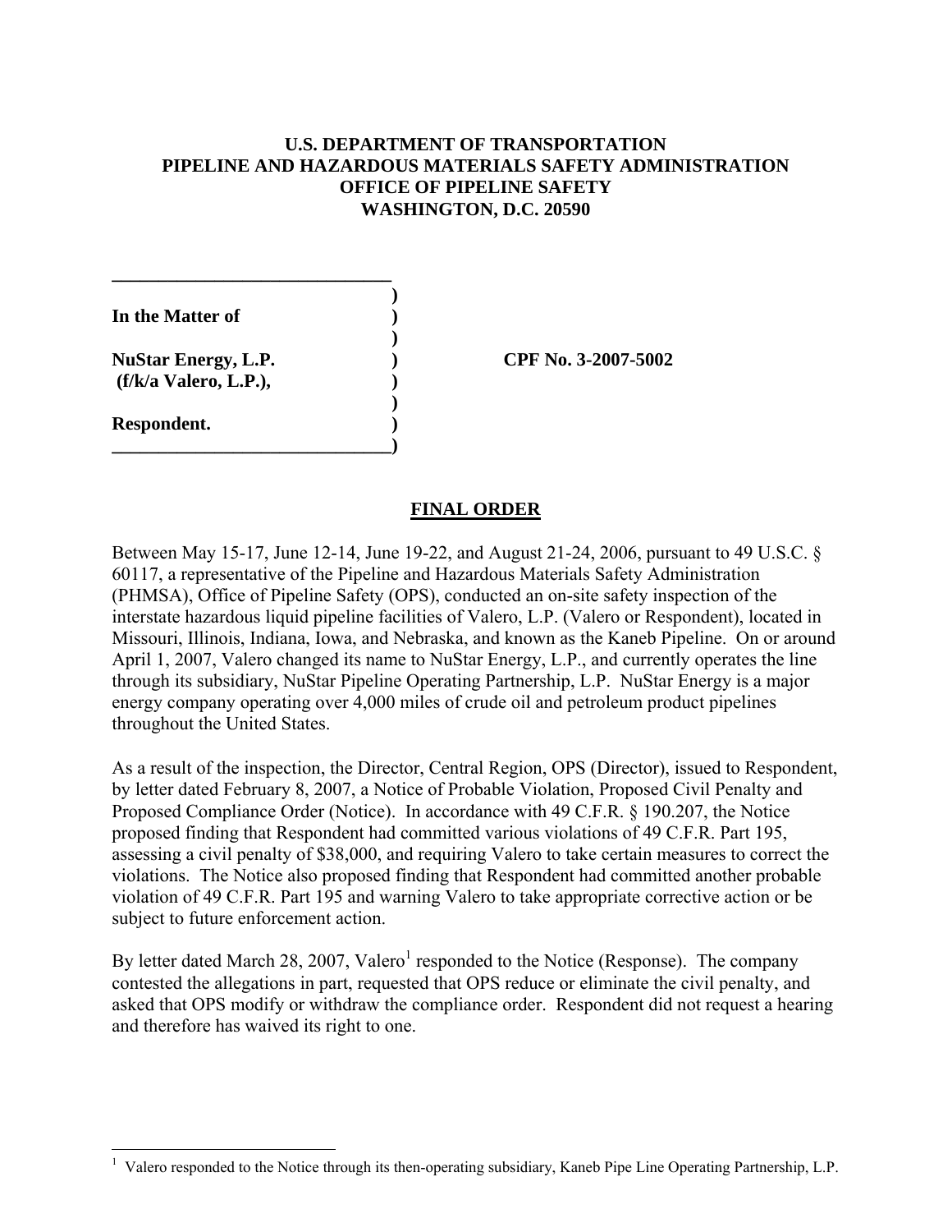**U.S. DEPARTMENT OF TRANSPORTATION
PIPELINE AND HAZARDOUS MATERIALS SAFETY ADMINISTRATION
OFFICE OF PIPELINE SAFETY
WASHINGTON, D.C. 20590**

| | | |
|---|---|---|
| **In the Matter of** | ) | |
| | ) | |
| **NuStar Energy, L.P. (f/k/a Valero, L.P.),** | ) | **CPF No. 3-2007-5002** |
| | ) | |
| **Respondent.** | ) | |

## FINAL ORDER

Between May 15-17, June 12-14, June 19-22, and August 21-24, 2006, pursuant to 49 U.S.C. § 60117, a representative of the Pipeline and Hazardous Materials Safety Administration (PHMSA), Office of Pipeline Safety (OPS), conducted an on-site safety inspection of the interstate hazardous liquid pipeline facilities of Valero, L.P. (Valero or Respondent), located in Missouri, Illinois, Indiana, Iowa, and Nebraska, and known as the Kaneb Pipeline. On or around April 1, 2007, Valero changed its name to NuStar Energy, L.P., and currently operates the line through its subsidiary, NuStar Pipeline Operating Partnership, L.P. NuStar Energy is a major energy company operating over 4,000 miles of crude oil and petroleum product pipelines throughout the United States.

As a result of the inspection, the Director, Central Region, OPS (Director), issued to Respondent, by letter dated February 8, 2007, a Notice of Probable Violation, Proposed Civil Penalty and Proposed Compliance Order (Notice). In accordance with 49 C.F.R. § 190.207, the Notice proposed finding that Respondent had committed various violations of 49 C.F.R. Part 195, assessing a civil penalty of $38,000, and requiring Valero to take certain measures to correct the violations. The Notice also proposed finding that Respondent had committed another probable violation of 49 C.F.R. Part 195 and warning Valero to take appropriate corrective action or be subject to future enforcement action.

By letter dated March 28, 2007, Valero[1] responded to the Notice (Response). The company contested the allegations in part, requested that OPS reduce or eliminate the civil penalty, and asked that OPS modify or withdraw the compliance order. Respondent did not request a hearing and therefore has waived its right to one.

[1] Valero responded to the Notice through its then-operating subsidiary, Kaneb Pipe Line Operating Partnership, L.P.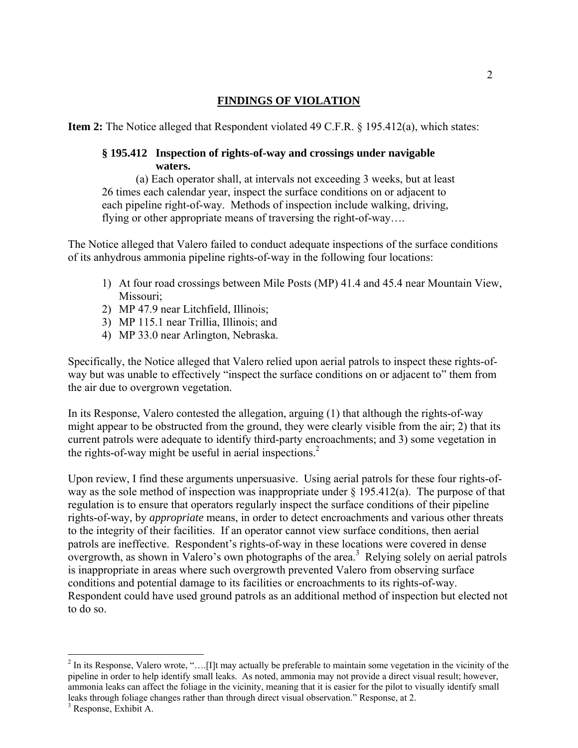## FINDINGS OF VIOLATION

**Item 2:** The Notice alleged that Respondent violated 49 C.F.R. § 195.412(a), which states:

> **§ 195.412 Inspection of rights-of-way and crossings under navigable waters.**
>
> (a) Each operator shall, at intervals not exceeding 3 weeks, but at least 26 times each calendar year, inspect the surface conditions on or adjacent to each pipeline right-of-way. Methods of inspection include walking, driving, flying or other appropriate means of traversing the right-of-way….

The Notice alleged that Valero failed to conduct adequate inspections of the surface conditions of its anhydrous ammonia pipeline rights-of-way in the following four locations:

1) At four road crossings between Mile Posts (MP) 41.4 and 45.4 near Mountain View, Missouri;
2) MP 47.9 near Litchfield, Illinois;
3) MP 115.1 near Trillia, Illinois; and
4) MP 33.0 near Arlington, Nebraska.

Specifically, the Notice alleged that Valero relied upon aerial patrols to inspect these rights-of-way but was unable to effectively "inspect the surface conditions on or adjacent to" them from the air due to overgrown vegetation.

In its Response, Valero contested the allegation, arguing (1) that although the rights-of-way might appear to be obstructed from the ground, they were clearly visible from the air; 2) that its current patrols were adequate to identify third-party encroachments; and 3) some vegetation in the rights-of-way might be useful in aerial inspections.[2]

Upon review, I find these arguments unpersuasive. Using aerial patrols for these four rights-of-way as the sole method of inspection was inappropriate under § 195.412(a). The purpose of that regulation is to ensure that operators regularly inspect the surface conditions of their pipeline rights-of-way, by *appropriate* means, in order to detect encroachments and various other threats to the integrity of their facilities. If an operator cannot view surface conditions, then aerial patrols are ineffective. Respondent's rights-of-way in these locations were covered in dense overgrowth, as shown in Valero's own photographs of the area.[3] Relying solely on aerial patrols is inappropriate in areas where such overgrowth prevented Valero from observing surface conditions and potential damage to its facilities or encroachments to its rights-of-way. Respondent could have used ground patrols as an additional method of inspection but elected not to do so.

---

[2] In its Response, Valero wrote, "….[I]t may actually be preferable to maintain some vegetation in the vicinity of the pipeline in order to help identify small leaks. As noted, ammonia may not provide a direct visual result; however, ammonia leaks can affect the foliage in the vicinity, meaning that it is easier for the pilot to visually identify small leaks through foliage changes rather than through direct visual observation." Response, at 2.

[3] Response, Exhibit A.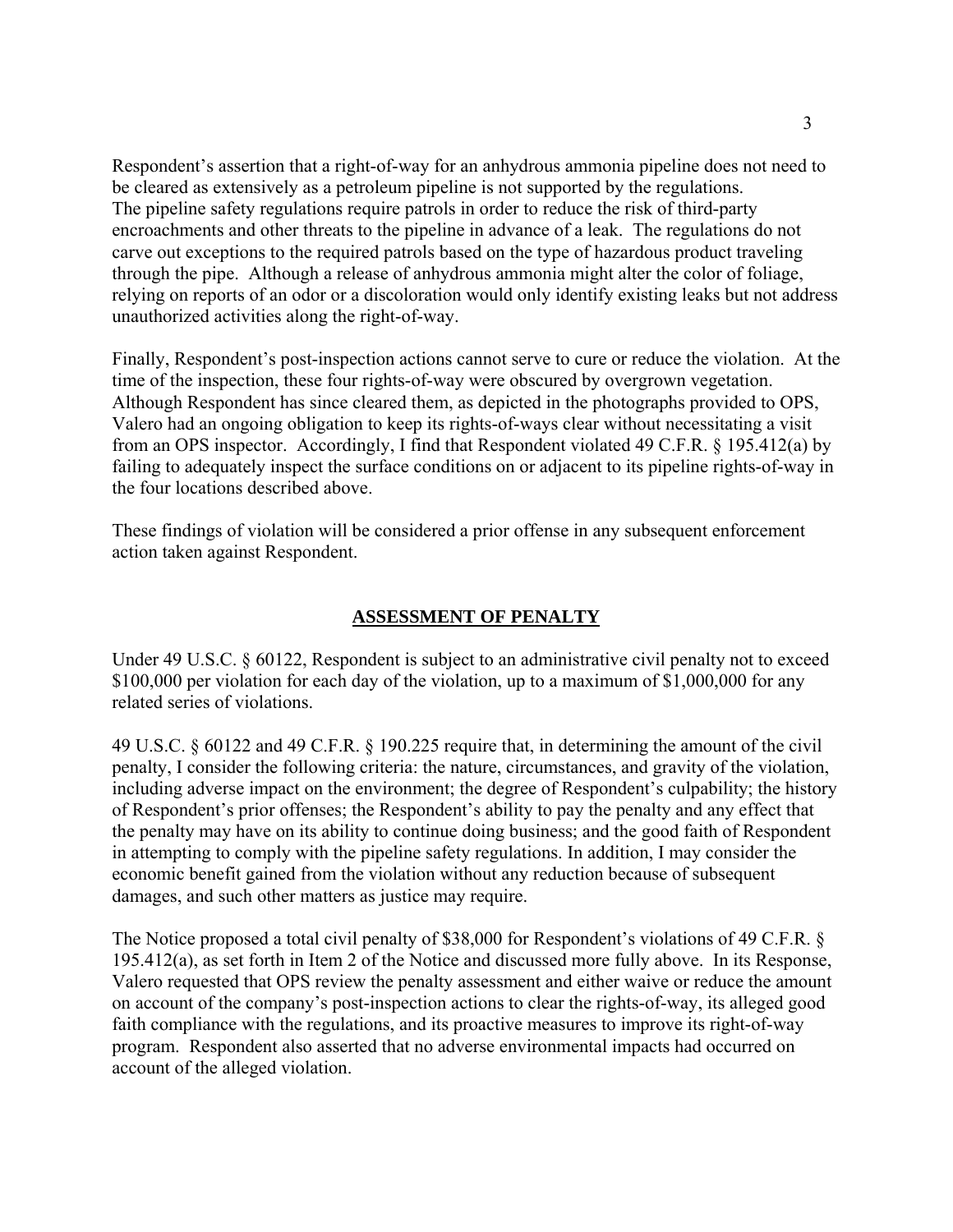Respondent's assertion that a right-of-way for an anhydrous ammonia pipeline does not need to be cleared as extensively as a petroleum pipeline is not supported by the regulations. The pipeline safety regulations require patrols in order to reduce the risk of third-party encroachments and other threats to the pipeline in advance of a leak. The regulations do not carve out exceptions to the required patrols based on the type of hazardous product traveling through the pipe. Although a release of anhydrous ammonia might alter the color of foliage, relying on reports of an odor or a discoloration would only identify existing leaks but not address unauthorized activities along the right-of-way.

Finally, Respondent's post-inspection actions cannot serve to cure or reduce the violation. At the time of the inspection, these four rights-of-way were obscured by overgrown vegetation. Although Respondent has since cleared them, as depicted in the photographs provided to OPS, Valero had an ongoing obligation to keep its rights-of-ways clear without necessitating a visit from an OPS inspector. Accordingly, I find that Respondent violated 49 C.F.R. § 195.412(a) by failing to adequately inspect the surface conditions on or adjacent to its pipeline rights-of-way in the four locations described above.

These findings of violation will be considered a prior offense in any subsequent enforcement action taken against Respondent.

## ASSESSMENT OF PENALTY

Under 49 U.S.C. § 60122, Respondent is subject to an administrative civil penalty not to exceed $100,000 per violation for each day of the violation, up to a maximum of $1,000,000 for any related series of violations.

49 U.S.C. § 60122 and 49 C.F.R. § 190.225 require that, in determining the amount of the civil penalty, I consider the following criteria: the nature, circumstances, and gravity of the violation, including adverse impact on the environment; the degree of Respondent's culpability; the history of Respondent's prior offenses; the Respondent's ability to pay the penalty and any effect that the penalty may have on its ability to continue doing business; and the good faith of Respondent in attempting to comply with the pipeline safety regulations. In addition, I may consider the economic benefit gained from the violation without any reduction because of subsequent damages, and such other matters as justice may require.

The Notice proposed a total civil penalty of $38,000 for Respondent's violations of 49 C.F.R. § 195.412(a), as set forth in Item 2 of the Notice and discussed more fully above. In its Response, Valero requested that OPS review the penalty assessment and either waive or reduce the amount on account of the company's post-inspection actions to clear the rights-of-way, its alleged good faith compliance with the regulations, and its proactive measures to improve its right-of-way program. Respondent also asserted that no adverse environmental impacts had occurred on account of the alleged violation.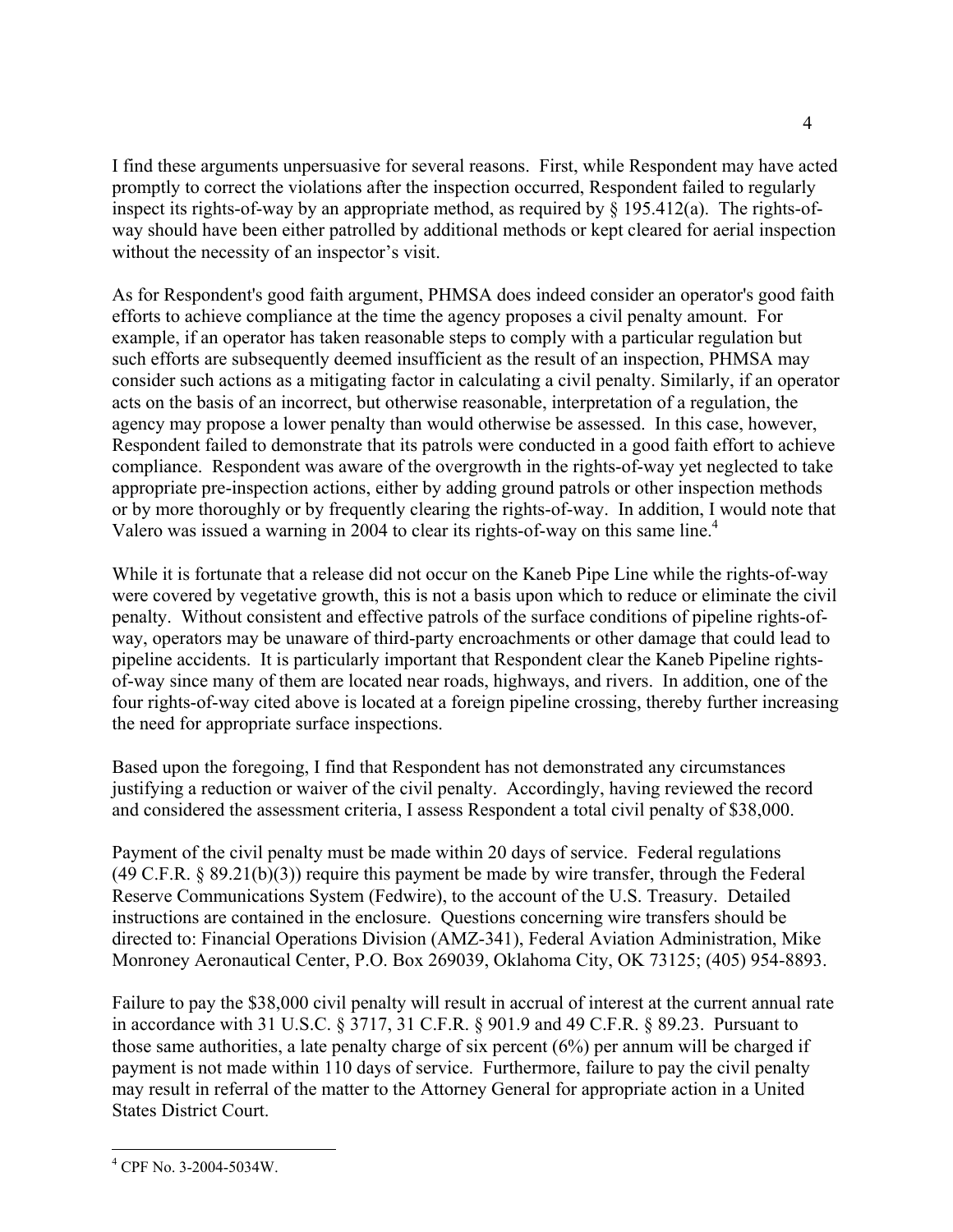I find these arguments unpersuasive for several reasons. First, while Respondent may have acted promptly to correct the violations after the inspection occurred, Respondent failed to regularly inspect its rights-of-way by an appropriate method, as required by § 195.412(a). The rights-of-way should have been either patrolled by additional methods or kept cleared for aerial inspection without the necessity of an inspector's visit.

As for Respondent's good faith argument, PHMSA does indeed consider an operator's good faith efforts to achieve compliance at the time the agency proposes a civil penalty amount. For example, if an operator has taken reasonable steps to comply with a particular regulation but such efforts are subsequently deemed insufficient as the result of an inspection, PHMSA may consider such actions as a mitigating factor in calculating a civil penalty. Similarly, if an operator acts on the basis of an incorrect, but otherwise reasonable, interpretation of a regulation, the agency may propose a lower penalty than would otherwise be assessed. In this case, however, Respondent failed to demonstrate that its patrols were conducted in a good faith effort to achieve compliance. Respondent was aware of the overgrowth in the rights-of-way yet neglected to take appropriate pre-inspection actions, either by adding ground patrols or other inspection methods or by more thoroughly or by frequently clearing the rights-of-way. In addition, I would note that Valero was issued a warning in 2004 to clear its rights-of-way on this same line.[4]

While it is fortunate that a release did not occur on the Kaneb Pipe Line while the rights-of-way were covered by vegetative growth, this is not a basis upon which to reduce or eliminate the civil penalty. Without consistent and effective patrols of the surface conditions of pipeline rights-of-way, operators may be unaware of third-party encroachments or other damage that could lead to pipeline accidents. It is particularly important that Respondent clear the Kaneb Pipeline rights-of-way since many of them are located near roads, highways, and rivers. In addition, one of the four rights-of-way cited above is located at a foreign pipeline crossing, thereby further increasing the need for appropriate surface inspections.

Based upon the foregoing, I find that Respondent has not demonstrated any circumstances justifying a reduction or waiver of the civil penalty. Accordingly, having reviewed the record and considered the assessment criteria, I assess Respondent a total civil penalty of $38,000.

Payment of the civil penalty must be made within 20 days of service. Federal regulations (49 C.F.R. § 89.21(b)(3)) require this payment be made by wire transfer, through the Federal Reserve Communications System (Fedwire), to the account of the U.S. Treasury. Detailed instructions are contained in the enclosure. Questions concerning wire transfers should be directed to: Financial Operations Division (AMZ-341), Federal Aviation Administration, Mike Monroney Aeronautical Center, P.O. Box 269039, Oklahoma City, OK 73125; (405) 954-8893.

Failure to pay the $38,000 civil penalty will result in accrual of interest at the current annual rate in accordance with 31 U.S.C. § 3717, 31 C.F.R. § 901.9 and 49 C.F.R. § 89.23. Pursuant to those same authorities, a late penalty charge of six percent (6%) per annum will be charged if payment is not made within 110 days of service. Furthermore, failure to pay the civil penalty may result in referral of the matter to the Attorney General for appropriate action in a United States District Court.

---

[4] CPF No. 3-2004-5034W.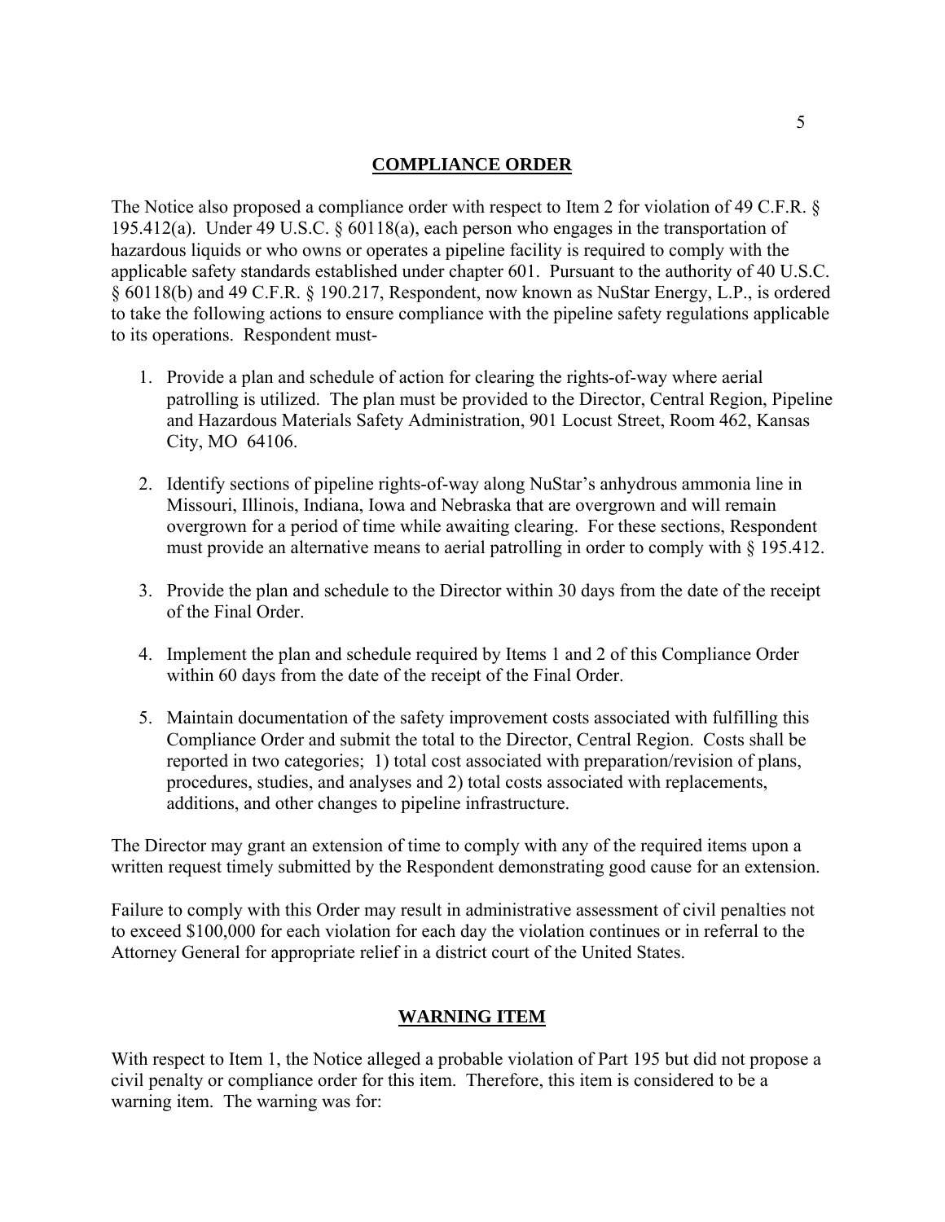## COMPLIANCE ORDER

The Notice also proposed a compliance order with respect to Item 2 for violation of 49 C.F.R. § 195.412(a). Under 49 U.S.C. § 60118(a), each person who engages in the transportation of hazardous liquids or who owns or operates a pipeline facility is required to comply with the applicable safety standards established under chapter 601. Pursuant to the authority of 40 U.S.C. § 60118(b) and 49 C.F.R. § 190.217, Respondent, now known as NuStar Energy, L.P., is ordered to take the following actions to ensure compliance with the pipeline safety regulations applicable to its operations. Respondent must-

1. Provide a plan and schedule of action for clearing the rights-of-way where aerial patrolling is utilized. The plan must be provided to the Director, Central Region, Pipeline and Hazardous Materials Safety Administration, 901 Locust Street, Room 462, Kansas City, MO 64106.

2. Identify sections of pipeline rights-of-way along NuStar's anhydrous ammonia line in Missouri, Illinois, Indiana, Iowa and Nebraska that are overgrown and will remain overgrown for a period of time while awaiting clearing. For these sections, Respondent must provide an alternative means to aerial patrolling in order to comply with § 195.412.

3. Provide the plan and schedule to the Director within 30 days from the date of the receipt of the Final Order.

4. Implement the plan and schedule required by Items 1 and 2 of this Compliance Order within 60 days from the date of the receipt of the Final Order.

5. Maintain documentation of the safety improvement costs associated with fulfilling this Compliance Order and submit the total to the Director, Central Region. Costs shall be reported in two categories; 1) total cost associated with preparation/revision of plans, procedures, studies, and analyses and 2) total costs associated with replacements, additions, and other changes to pipeline infrastructure.

The Director may grant an extension of time to comply with any of the required items upon a written request timely submitted by the Respondent demonstrating good cause for an extension.

Failure to comply with this Order may result in administrative assessment of civil penalties not to exceed $100,000 for each violation for each day the violation continues or in referral to the Attorney General for appropriate relief in a district court of the United States.

## WARNING ITEM

With respect to Item 1, the Notice alleged a probable violation of Part 195 but did not propose a civil penalty or compliance order for this item. Therefore, this item is considered to be a warning item. The warning was for: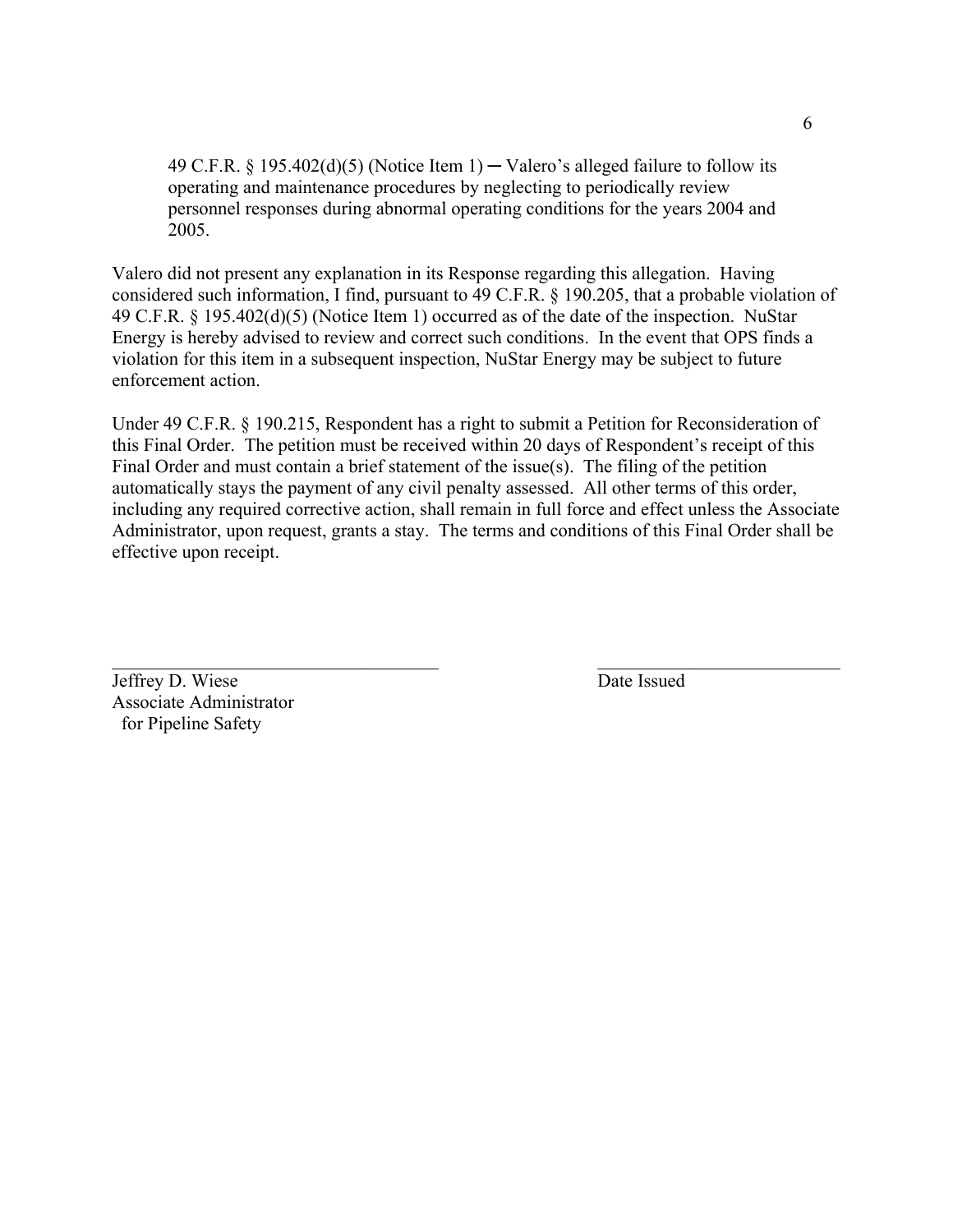49 C.F.R. § 195.402(d)(5) (Notice Item 1) ─ Valero's alleged failure to follow its operating and maintenance procedures by neglecting to periodically review personnel responses during abnormal operating conditions for the years 2004 and 2005.

Valero did not present any explanation in its Response regarding this allegation. Having considered such information, I find, pursuant to 49 C.F.R. § 190.205, that a probable violation of 49 C.F.R. § 195.402(d)(5) (Notice Item 1) occurred as of the date of the inspection. NuStar Energy is hereby advised to review and correct such conditions. In the event that OPS finds a violation for this item in a subsequent inspection, NuStar Energy may be subject to future enforcement action.

Under 49 C.F.R. § 190.215, Respondent has a right to submit a Petition for Reconsideration of this Final Order. The petition must be received within 20 days of Respondent's receipt of this Final Order and must contain a brief statement of the issue(s). The filing of the petition automatically stays the payment of any civil penalty assessed. All other terms of this order, including any required corrective action, shall remain in full force and effect unless the Associate Administrator, upon request, grants a stay. The terms and conditions of this Final Order shall be effective upon receipt.

\_\_\_\_\_\_\_\_\_\_\_\_\_\_\_\_\_\_\_\_\_\_\_\_\_\_\_\_\_\_\_\_\_\_\_\_
Jeffrey D. Wiese
Associate Administrator
for Pipeline Safety

\_\_\_\_\_\_\_\_\_\_\_\_\_\_\_\_\_\_\_\_\_\_\_\_\_\_\_
Date Issued